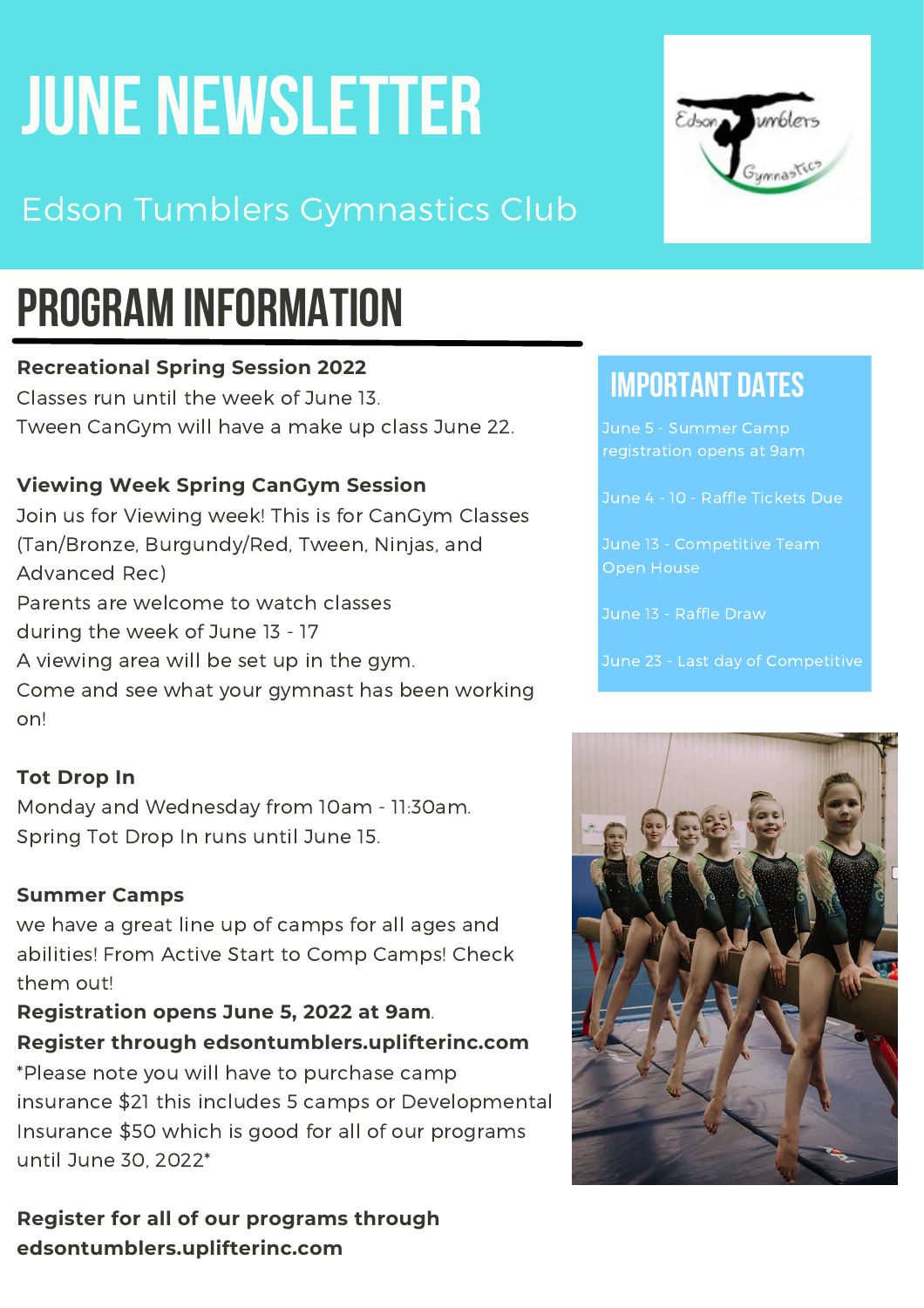# JUNE NEWSLETTER

Edson Tumblers Gymnastics Club

## PROGRAM INFORMATION

**Recreational Spring Session 2022**
Classes run until the week of June 13.
Tween CanGym will have a make up class June 22.

**Viewing Week Spring CanGym Session**
Join us for Viewing week! This is for CanGym Classes (Tan/Bronze, Burgundy/Red, Tween, Ninjas, and Advanced Rec)
Parents are welcome to watch classes during the week of June 13 - 17
A viewing area will be set up in the gym.
Come and see what your gymnast has been working on!

**Tot Drop In**
Monday and Wednesday from 10am - 11:30am.
Spring Tot Drop In runs until June 15.

**Summer Camps**
we have a great line up of camps for all ages and abilities! From Active Start to Comp Camps! Check them out!
**Registration opens June 5, 2022 at 9am**.
**Register through edsontumblers.uplifterinc.com**
*Please note you will have to purchase camp insurance $21 this includes 5 camps or Developmental Insurance $50 which is good for all of our programs until June 30, 2022*

**Register for all of our programs through edsontumblers.uplifterinc.com**

## IMPORTANT DATES

June 5 - Summer Camp registration opens at 9am

June 4 - 10 - Raffle Tickets Due

June 13 - Competitive Team Open House

June 13 - Raffle Draw

June 23 - Last day of Competitive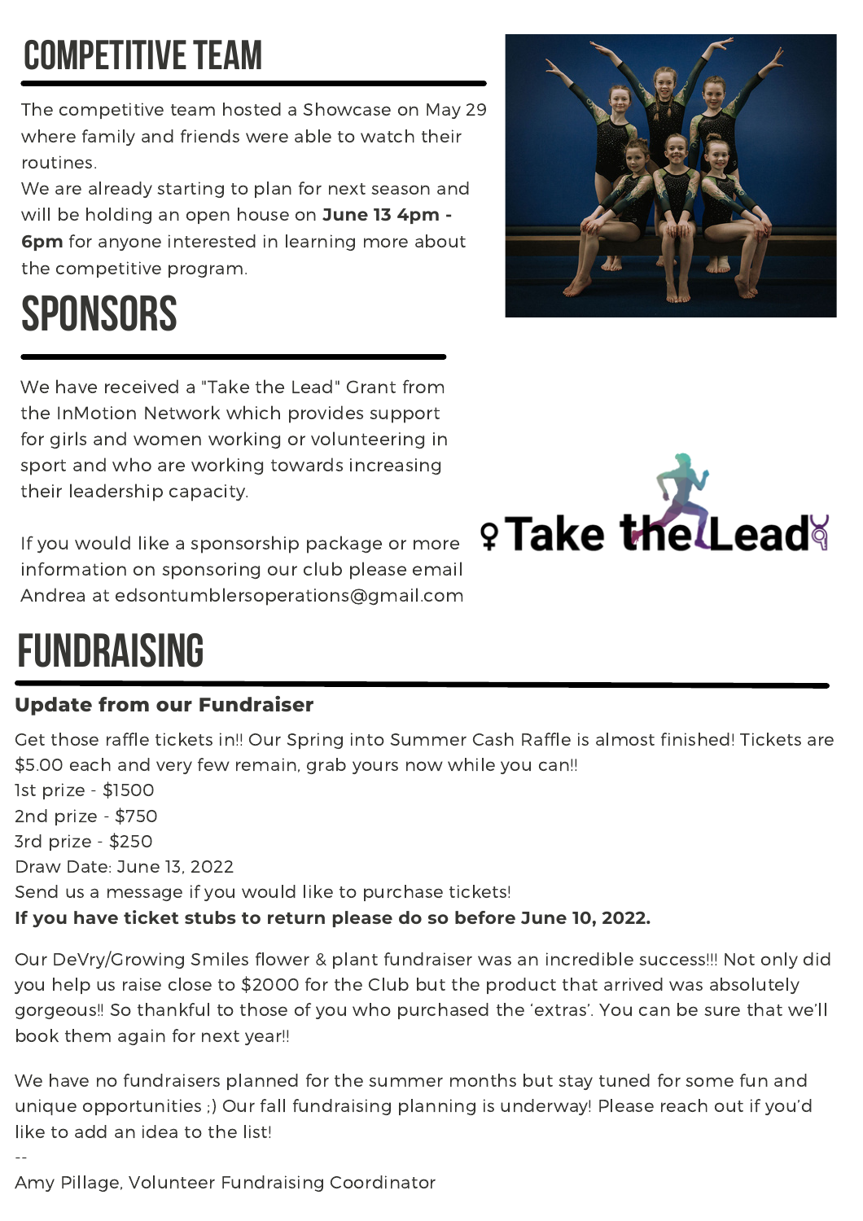# COMPETITIVE TEAM

The competitive team hosted a Showcase on May 29 where family and friends were able to watch their routines.
We are already starting to plan for next season and will be holding an open house on **June 13 4pm - 6pm** for anyone interested in learning more about the competitive program.

# SPONSORS

We have received a "Take the Lead" Grant from the InMotion Network which provides support for girls and women working or volunteering in sport and who are working towards increasing their leadership capacity.

If you would like a sponsorship package or more information on sponsoring our club please email Andrea at edsontumblersoperations@gmail.com

# FUNDRAISING

### Update from our Fundraiser

Get those raffle tickets in!! Our Spring into Summer Cash Raffle is almost finished! Tickets are $5.00 each and very few remain, grab yours now while you can!!
1st prize - $1500
2nd prize - $750
3rd prize - $250
Draw Date: June 13, 2022
Send us a message if you would like to purchase tickets!
**If you have ticket stubs to return please do so before June 10, 2022.**

Our DeVry/Growing Smiles flower & plant fundraiser was an incredible success!!! Not only did you help us raise close to $2000 for the Club but the product that arrived was absolutely gorgeous!! So thankful to those of you who purchased the 'extras'. You can be sure that we'll book them again for next year!!

We have no fundraisers planned for the summer months but stay tuned for some fun and unique opportunities ;) Our fall fundraising planning is underway! Please reach out if you'd like to add an idea to the list!

--
Amy Pillage, Volunteer Fundraising Coordinator